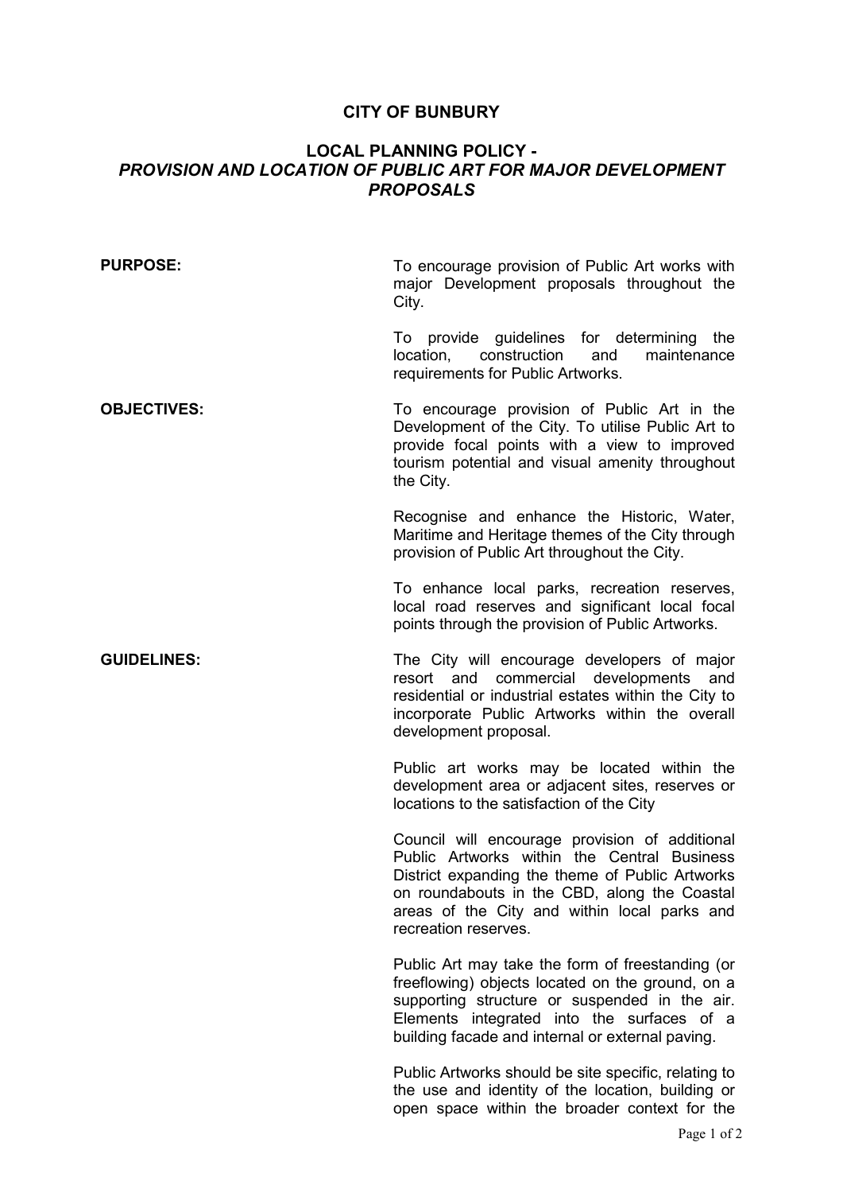# CITY OF BUNBURY

## LOCAL PLANNING POLICY - *PROVISION AND LOCATION OF PUBLIC ART FOR MAJOR DEVELOPMENT PROPOSALS*

**PURPOSE:**

To encourage provision of Public Art works with major Development proposals throughout the City.

To provide guidelines for determining the location, construction and maintenance requirements for Public Artworks.

**OBJECTIVES:**

To encourage provision of Public Art in the Development of the City. To utilise Public Art to provide focal points with a view to improved tourism potential and visual amenity throughout the City.

Recognise and enhance the Historic, Water, Maritime and Heritage themes of the City through provision of Public Art throughout the City.

To enhance local parks, recreation reserves, local road reserves and significant local focal points through the provision of Public Artworks.

**GUIDELINES:**

The City will encourage developers of major resort and commercial developments and residential or industrial estates within the City to incorporate Public Artworks within the overall development proposal.

Public art works may be located within the development area or adjacent sites, reserves or locations to the satisfaction of the City

Council will encourage provision of additional Public Artworks within the Central Business District expanding the theme of Public Artworks on roundabouts in the CBD, along the Coastal areas of the City and within local parks and recreation reserves.

Public Art may take the form of freestanding (or freeflowing) objects located on the ground, on a supporting structure or suspended in the air. Elements integrated into the surfaces of a building facade and internal or external paving.

Public Artworks should be site specific, relating to the use and identity of the location, building or open space within the broader context for the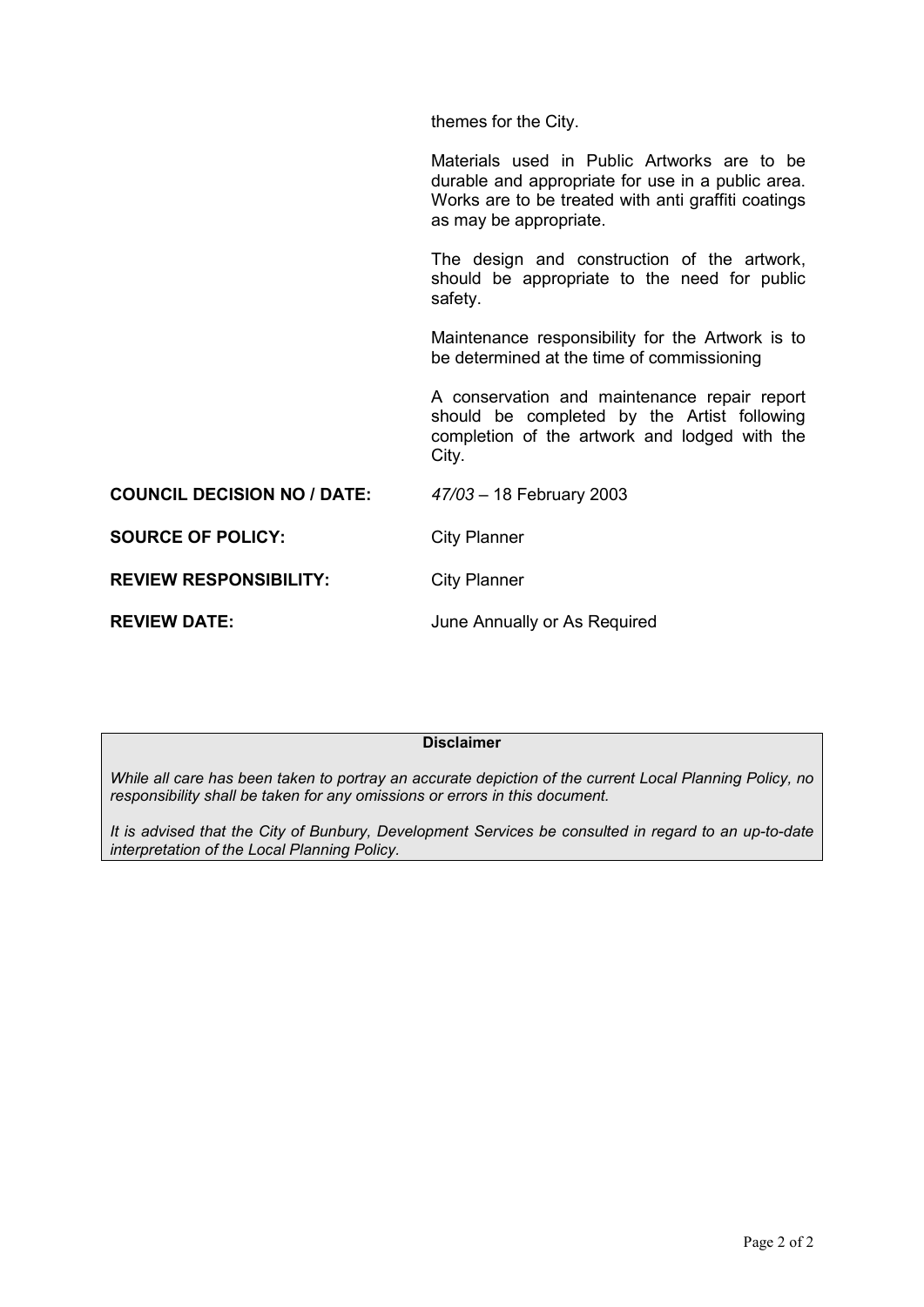themes for the City.

Materials used in Public Artworks are to be durable and appropriate for use in a public area. Works are to be treated with anti graffiti coatings as may be appropriate.

The design and construction of the artwork, should be appropriate to the need for public safety.

Maintenance responsibility for the Artwork is to be determined at the time of commissioning

A conservation and maintenance repair report should be completed by the Artist following completion of the artwork and lodged with the City.

**COUNCIL DECISION NO / DATE:** *47/03* – 18 February 2003

**SOURCE OF POLICY:** City Planner

**REVIEW RESPONSIBILITY:** City Planner

**REVIEW DATE:** June Annually or As Required

**Disclaimer**

*While all care has been taken to portray an accurate depiction of the current Local Planning Policy, no responsibility shall be taken for any omissions or errors in this document.*

*It is advised that the City of Bunbury, Development Services be consulted in regard to an up-to-date interpretation of the Local Planning Policy.*